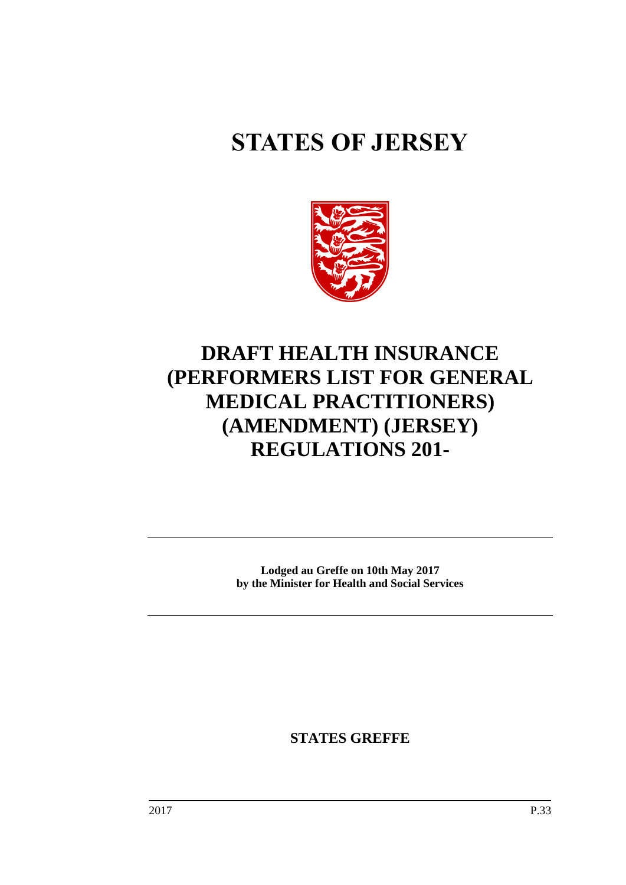# STATES OF JERSEY

# DRAFT HEALTH INSURANCE (PERFORMERS LIST FOR GENERAL MEDICAL PRACTITIONERS) (AMENDMENT) (JERSEY) REGULATIONS 201-

**Lodged au Greffe on 10th May 2017**
**by the Minister for Health and Social Services**

**STATES GREFFE**

2017 P.33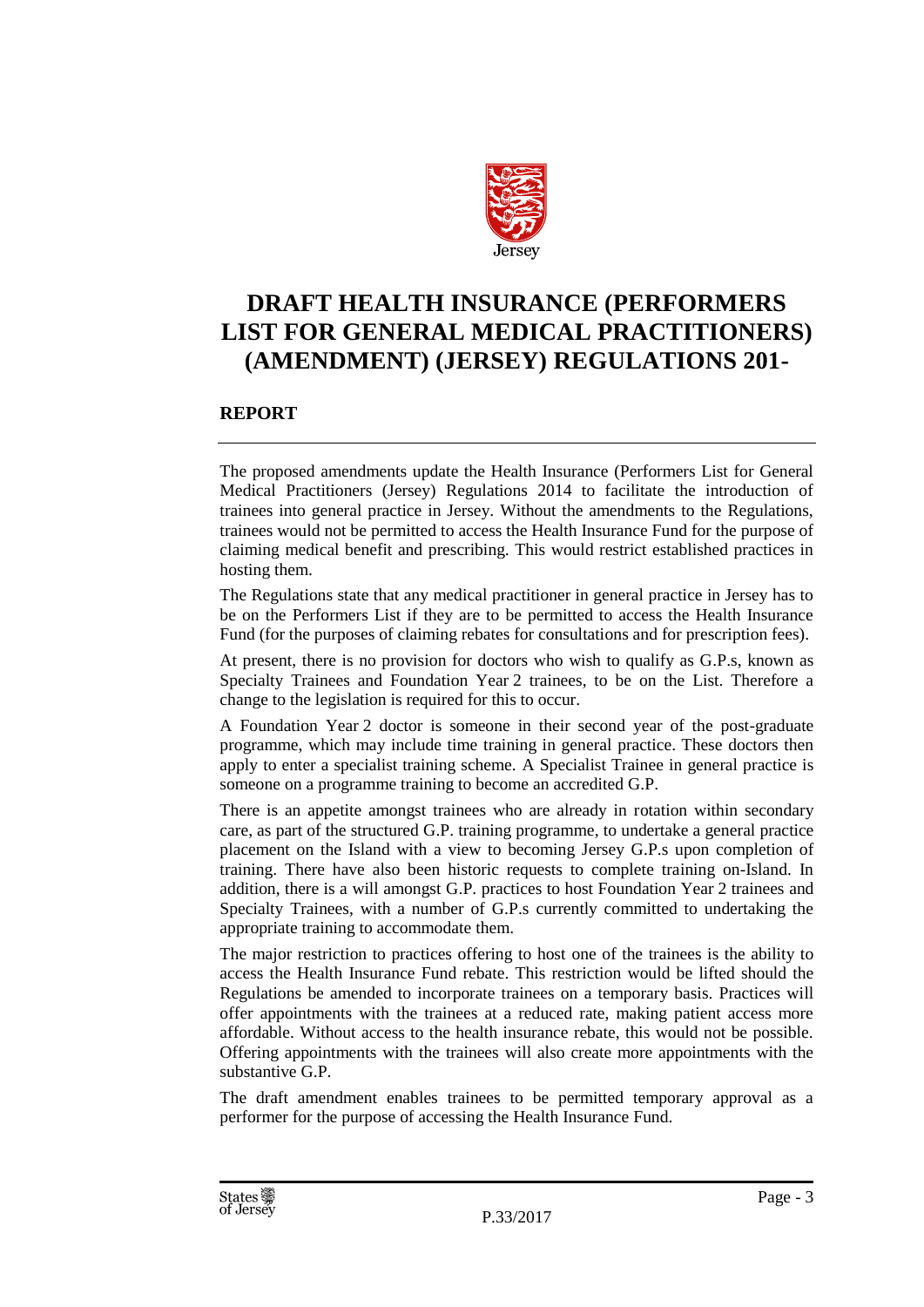# DRAFT HEALTH INSURANCE (PERFORMERS LIST FOR GENERAL MEDICAL PRACTITIONERS) (AMENDMENT) (JERSEY) REGULATIONS 201-

## REPORT

The proposed amendments update the Health Insurance (Performers List for General Medical Practitioners (Jersey) Regulations 2014 to facilitate the introduction of trainees into general practice in Jersey. Without the amendments to the Regulations, trainees would not be permitted to access the Health Insurance Fund for the purpose of claiming medical benefit and prescribing. This would restrict established practices in hosting them.

The Regulations state that any medical practitioner in general practice in Jersey has to be on the Performers List if they are to be permitted to access the Health Insurance Fund (for the purposes of claiming rebates for consultations and for prescription fees).

At present, there is no provision for doctors who wish to qualify as G.P.s, known as Specialty Trainees and Foundation Year 2 trainees, to be on the List. Therefore a change to the legislation is required for this to occur.

A Foundation Year 2 doctor is someone in their second year of the post-graduate programme, which may include time training in general practice. These doctors then apply to enter a specialist training scheme. A Specialist Trainee in general practice is someone on a programme training to become an accredited G.P.

There is an appetite amongst trainees who are already in rotation within secondary care, as part of the structured G.P. training programme, to undertake a general practice placement on the Island with a view to becoming Jersey G.P.s upon completion of training. There have also been historic requests to complete training on-Island. In addition, there is a will amongst G.P. practices to host Foundation Year 2 trainees and Specialty Trainees, with a number of G.P.s currently committed to undertaking the appropriate training to accommodate them.

The major restriction to practices offering to host one of the trainees is the ability to access the Health Insurance Fund rebate. This restriction would be lifted should the Regulations be amended to incorporate trainees on a temporary basis. Practices will offer appointments with the trainees at a reduced rate, making patient access more affordable. Without access to the health insurance rebate, this would not be possible. Offering appointments with the trainees will also create more appointments with the substantive G.P.

The draft amendment enables trainees to be permitted temporary approval as a performer for the purpose of accessing the Health Insurance Fund.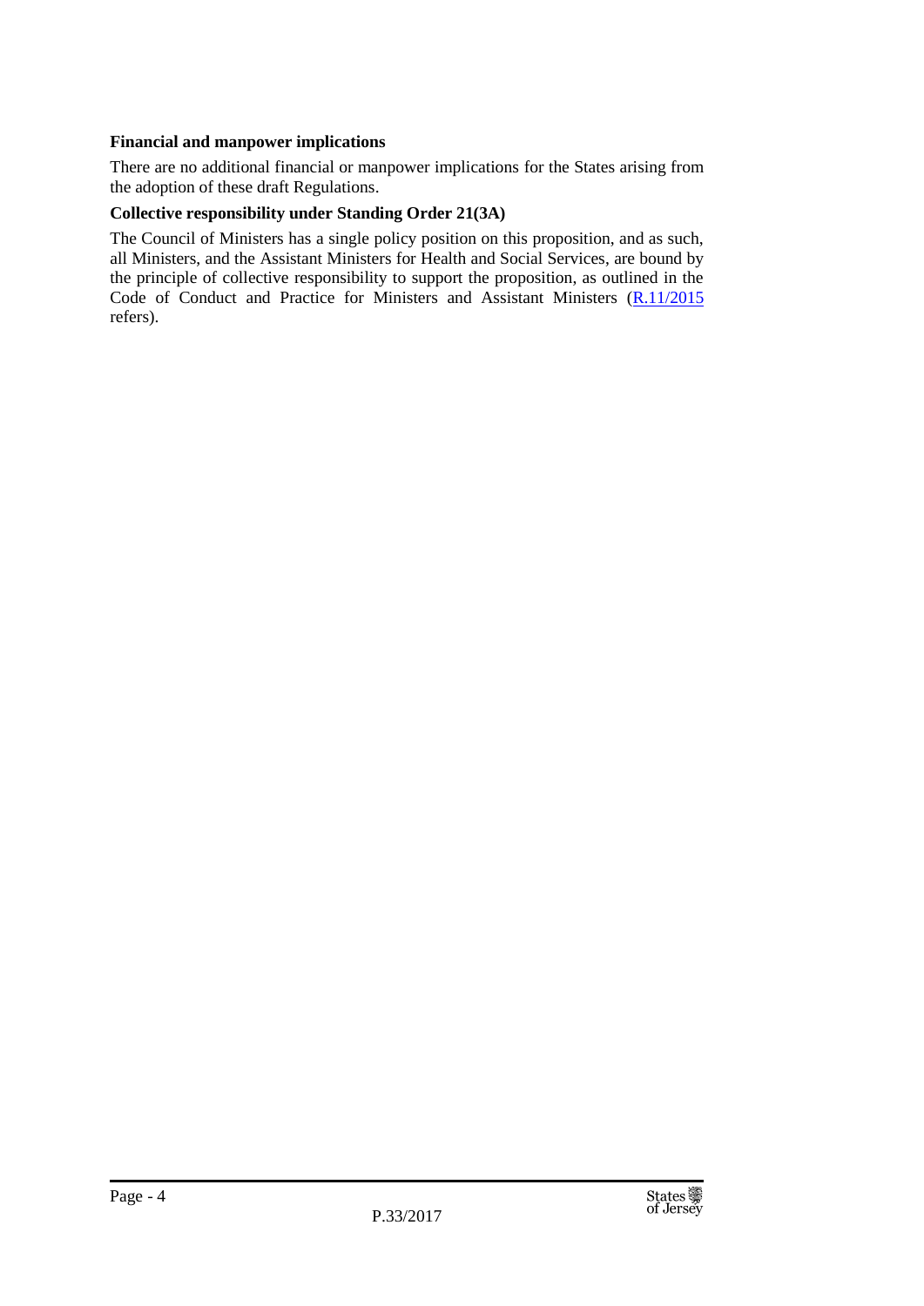**Financial and manpower implications**

There are no additional financial or manpower implications for the States arising from the adoption of these draft Regulations.

**Collective responsibility under Standing Order 21(3A)**

The Council of Ministers has a single policy position on this proposition, and as such, all Ministers, and the Assistant Ministers for Health and Social Services, are bound by the principle of collective responsibility to support the proposition, as outlined in the Code of Conduct and Practice for Ministers and Assistant Ministers (R.11/2015 refers).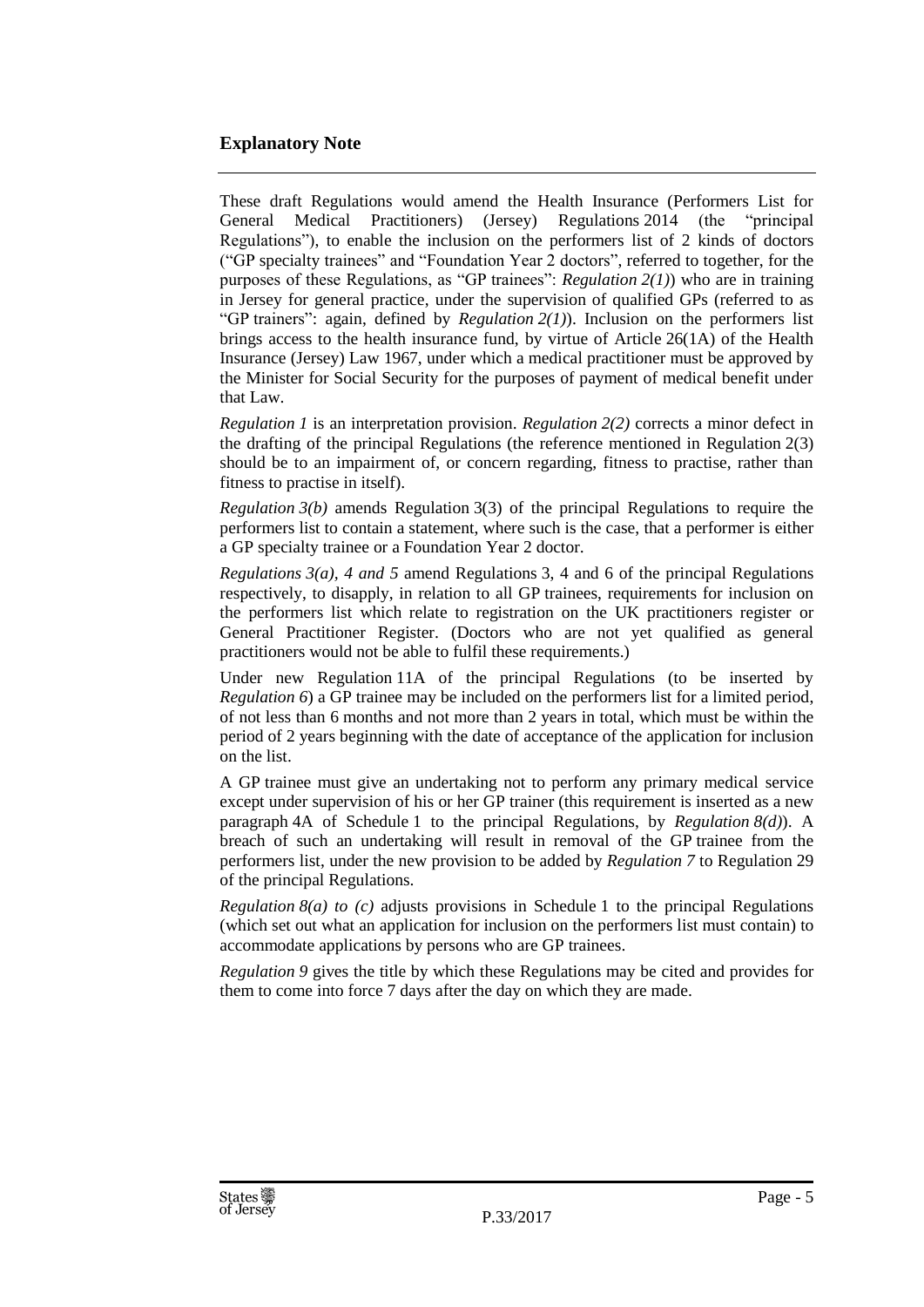## Explanatory Note

These draft Regulations would amend the Health Insurance (Performers List for General Medical Practitioners) (Jersey) Regulations 2014 (the "principal Regulations"), to enable the inclusion on the performers list of 2 kinds of doctors ("GP specialty trainees" and "Foundation Year 2 doctors", referred to together, for the purposes of these Regulations, as "GP trainees": *Regulation 2(1)*) who are in training in Jersey for general practice, under the supervision of qualified GPs (referred to as "GP trainers": again, defined by *Regulation 2(1)*). Inclusion on the performers list brings access to the health insurance fund, by virtue of Article 26(1A) of the Health Insurance (Jersey) Law 1967, under which a medical practitioner must be approved by the Minister for Social Security for the purposes of payment of medical benefit under that Law.

*Regulation 1* is an interpretation provision. *Regulation 2(2)* corrects a minor defect in the drafting of the principal Regulations (the reference mentioned in Regulation 2(3) should be to an impairment of, or concern regarding, fitness to practise, rather than fitness to practise in itself).

*Regulation 3(b)* amends Regulation 3(3) of the principal Regulations to require the performers list to contain a statement, where such is the case, that a performer is either a GP specialty trainee or a Foundation Year 2 doctor.

*Regulations 3(a), 4 and 5* amend Regulations 3, 4 and 6 of the principal Regulations respectively, to disapply, in relation to all GP trainees, requirements for inclusion on the performers list which relate to registration on the UK practitioners register or General Practitioner Register. (Doctors who are not yet qualified as general practitioners would not be able to fulfil these requirements.)

Under new Regulation 11A of the principal Regulations (to be inserted by *Regulation 6*) a GP trainee may be included on the performers list for a limited period, of not less than 6 months and not more than 2 years in total, which must be within the period of 2 years beginning with the date of acceptance of the application for inclusion on the list.

A GP trainee must give an undertaking not to perform any primary medical service except under supervision of his or her GP trainer (this requirement is inserted as a new paragraph 4A of Schedule 1 to the principal Regulations, by *Regulation 8(d)*). A breach of such an undertaking will result in removal of the GP trainee from the performers list, under the new provision to be added by *Regulation 7* to Regulation 29 of the principal Regulations.

*Regulation 8(a) to (c)* adjusts provisions in Schedule 1 to the principal Regulations (which set out what an application for inclusion on the performers list must contain) to accommodate applications by persons who are GP trainees.

*Regulation 9* gives the title by which these Regulations may be cited and provides for them to come into force 7 days after the day on which they are made.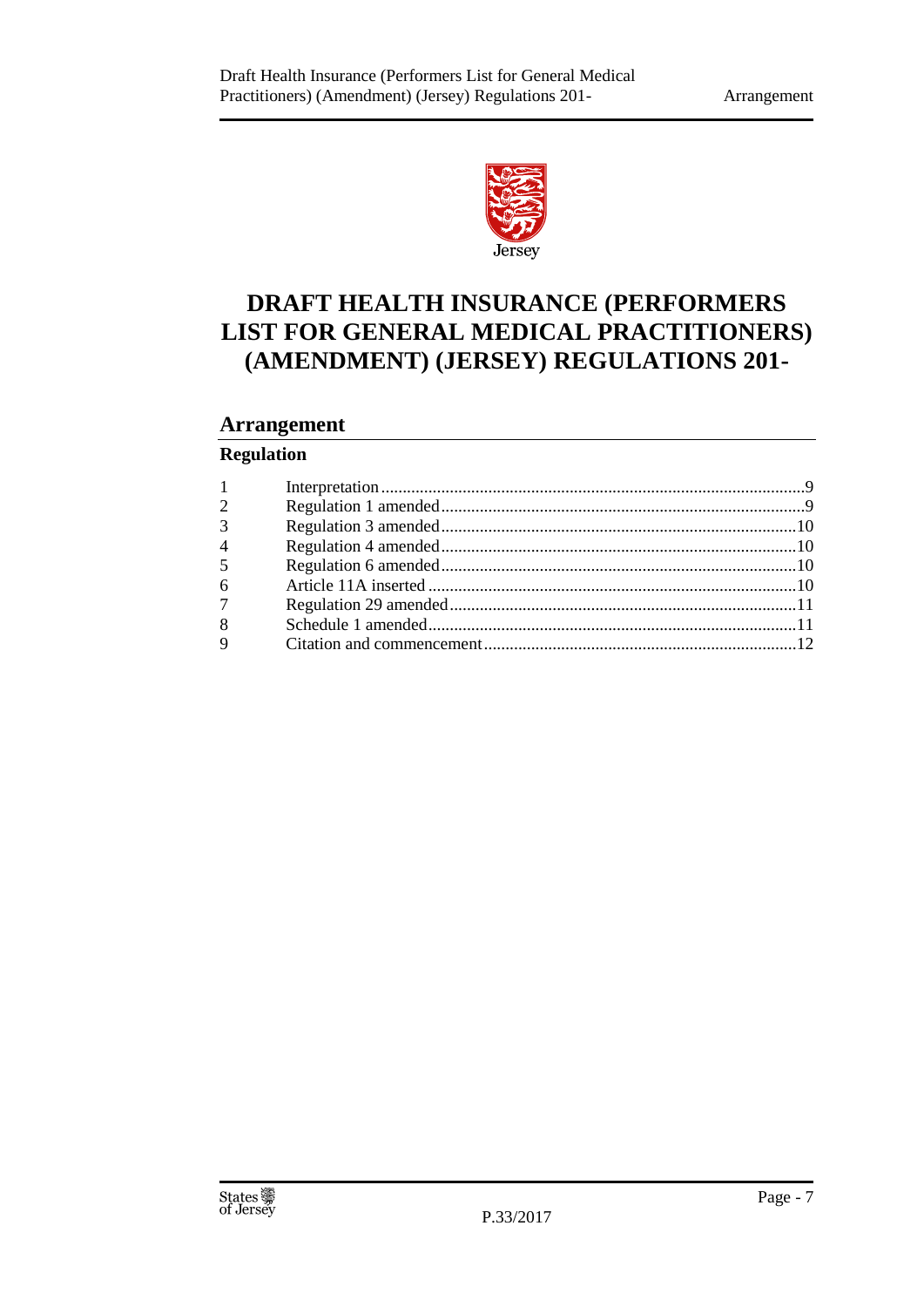# DRAFT HEALTH INSURANCE (PERFORMERS LIST FOR GENERAL MEDICAL PRACTITIONERS) (AMENDMENT) (JERSEY) REGULATIONS 201-

## Arrangement

### Regulation

| | | |
|---|---|---|
| 1 | Interpretation | 9 |
| 2 | Regulation 1 amended | 9 |
| 3 | Regulation 3 amended | 10 |
| 4 | Regulation 4 amended | 10 |
| 5 | Regulation 6 amended | 10 |
| 6 | Article 11A inserted | 10 |
| 7 | Regulation 29 amended | 11 |
| 8 | Schedule 1 amended | 11 |
| 9 | Citation and commencement | 12 |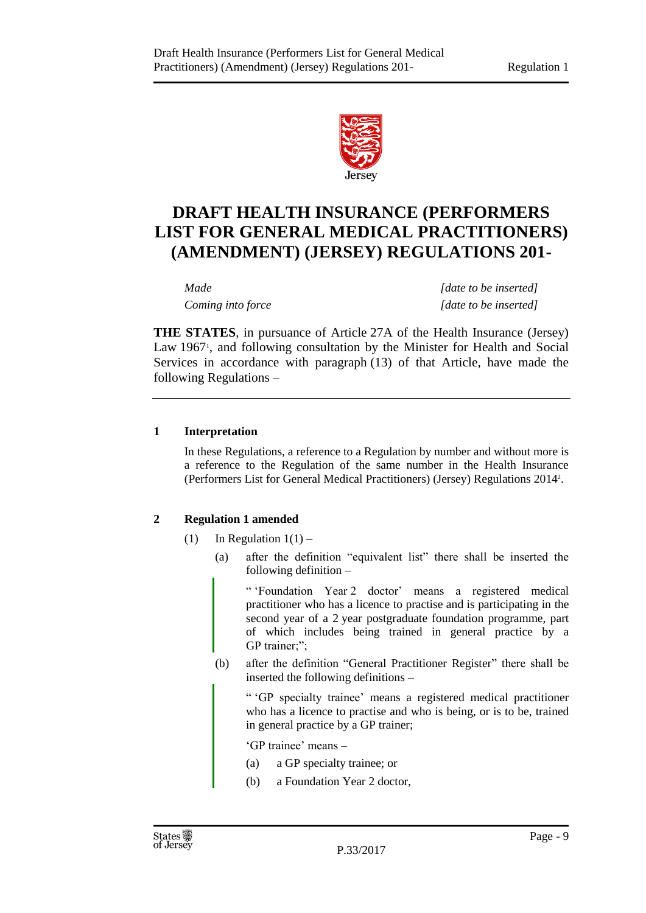# DRAFT HEALTH INSURANCE (PERFORMERS LIST FOR GENERAL MEDICAL PRACTITIONERS) (AMENDMENT) (JERSEY) REGULATIONS 201-

| | |
|---|---|
| *Made* | *[date to be inserted]* |
| *Coming into force* | *[date to be inserted]* |

**THE STATES**, in pursuance of Article 27A of the Health Insurance (Jersey) Law 1967[1], and following consultation by the Minister for Health and Social Services in accordance with paragraph (13) of that Article, have made the following Regulations –

---

**1 Interpretation**

In these Regulations, a reference to a Regulation by number and without more is a reference to the Regulation of the same number in the Health Insurance (Performers List for General Medical Practitioners) (Jersey) Regulations 2014[2].

**2 Regulation 1 amended**

(1) In Regulation 1(1) –

(a) after the definition "equivalent list" there shall be inserted the following definition –

> " 'Foundation Year 2 doctor' means a registered medical practitioner who has a licence to practise and is participating in the second year of a 2 year postgraduate foundation programme, part of which includes being trained in general practice by a GP trainer;";

(b) after the definition "General Practitioner Register" there shall be inserted the following definitions –

> " 'GP specialty trainee' means a registered medical practitioner who has a licence to practise and who is being, or is to be, trained in general practice by a GP trainer;
>
> 'GP trainee' means –
>
> (a) a GP specialty trainee; or
>
> (b) a Foundation Year 2 doctor,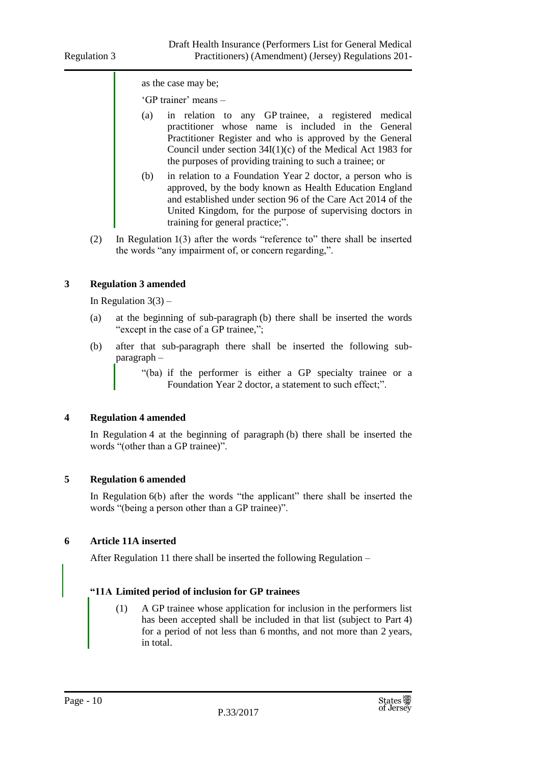as the case may be;

'GP trainer' means –

(a) in relation to any GP trainee, a registered medical practitioner whose name is included in the General Practitioner Register and who is approved by the General Council under section 34I(1)(c) of the Medical Act 1983 for the purposes of providing training to such a trainee; or

(b) in relation to a Foundation Year 2 doctor, a person who is approved, by the body known as Health Education England and established under section 96 of the Care Act 2014 of the United Kingdom, for the purpose of supervising doctors in training for general practice;".

(2) In Regulation 1(3) after the words "reference to" there shall be inserted the words "any impairment of, or concern regarding,".

### 3 Regulation 3 amended

In Regulation 3(3) –

(a) at the beginning of sub-paragraph (b) there shall be inserted the words "except in the case of a GP trainee,";

(b) after that sub-paragraph there shall be inserted the following sub-paragraph –

> "(ba) if the performer is either a GP specialty trainee or a Foundation Year 2 doctor, a statement to such effect;".

### 4 Regulation 4 amended

In Regulation 4 at the beginning of paragraph (b) there shall be inserted the words "(other than a GP trainee)".

### 5 Regulation 6 amended

In Regulation 6(b) after the words "the applicant" there shall be inserted the words "(being a person other than a GP trainee)".

### 6 Article 11A inserted

After Regulation 11 there shall be inserted the following Regulation –

**"11A Limited period of inclusion for GP trainees**

(1) A GP trainee whose application for inclusion in the performers list has been accepted shall be included in that list (subject to Part 4) for a period of not less than 6 months, and not more than 2 years, in total.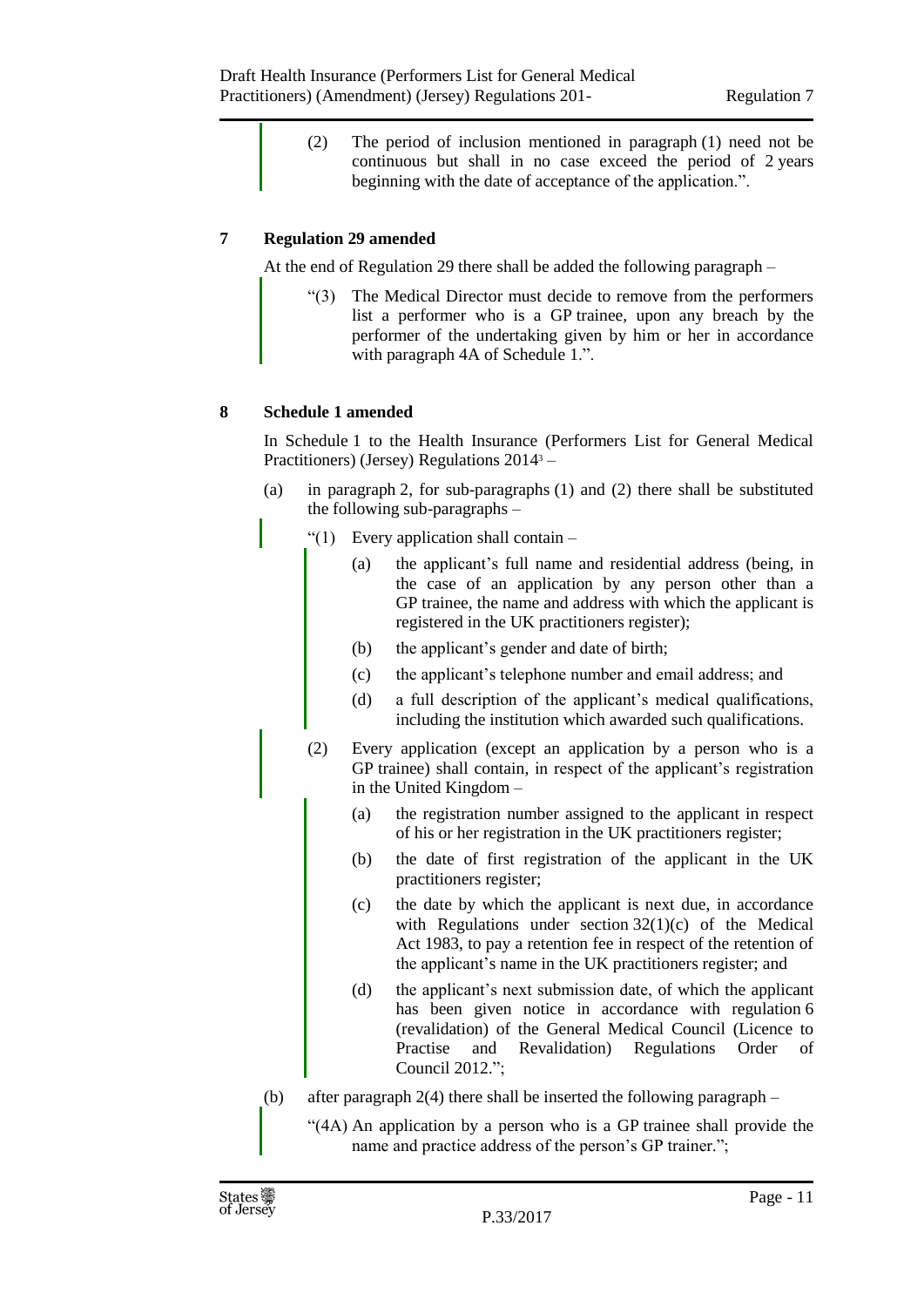(2) The period of inclusion mentioned in paragraph (1) need not be continuous but shall in no case exceed the period of 2 years beginning with the date of acceptance of the application.".

## 7 Regulation 29 amended

At the end of Regulation 29 there shall be added the following paragraph –

"(3) The Medical Director must decide to remove from the performers list a performer who is a GP trainee, upon any breach by the performer of the undertaking given by him or her in accordance with paragraph 4A of Schedule 1.".

## 8 Schedule 1 amended

In Schedule 1 to the Health Insurance (Performers List for General Medical Practitioners) (Jersey) Regulations 2014[3] –

(a) in paragraph 2, for sub-paragraphs (1) and (2) there shall be substituted the following sub-paragraphs –

"(1) Every application shall contain –

(a) the applicant's full name and residential address (being, in the case of an application by any person other than a GP trainee, the name and address with which the applicant is registered in the UK practitioners register);

(b) the applicant's gender and date of birth;

(c) the applicant's telephone number and email address; and

(d) a full description of the applicant's medical qualifications, including the institution which awarded such qualifications.

(2) Every application (except an application by a person who is a GP trainee) shall contain, in respect of the applicant's registration in the United Kingdom –

(a) the registration number assigned to the applicant in respect of his or her registration in the UK practitioners register;

(b) the date of first registration of the applicant in the UK practitioners register;

(c) the date by which the applicant is next due, in accordance with Regulations under section 32(1)(c) of the Medical Act 1983, to pay a retention fee in respect of the retention of the applicant's name in the UK practitioners register; and

(d) the applicant's next submission date, of which the applicant has been given notice in accordance with regulation 6 (revalidation) of the General Medical Council (Licence to Practise and Revalidation) Regulations Order of Council 2012.";

(b) after paragraph 2(4) there shall be inserted the following paragraph –

"(4A) An application by a person who is a GP trainee shall provide the name and practice address of the person's GP trainer.";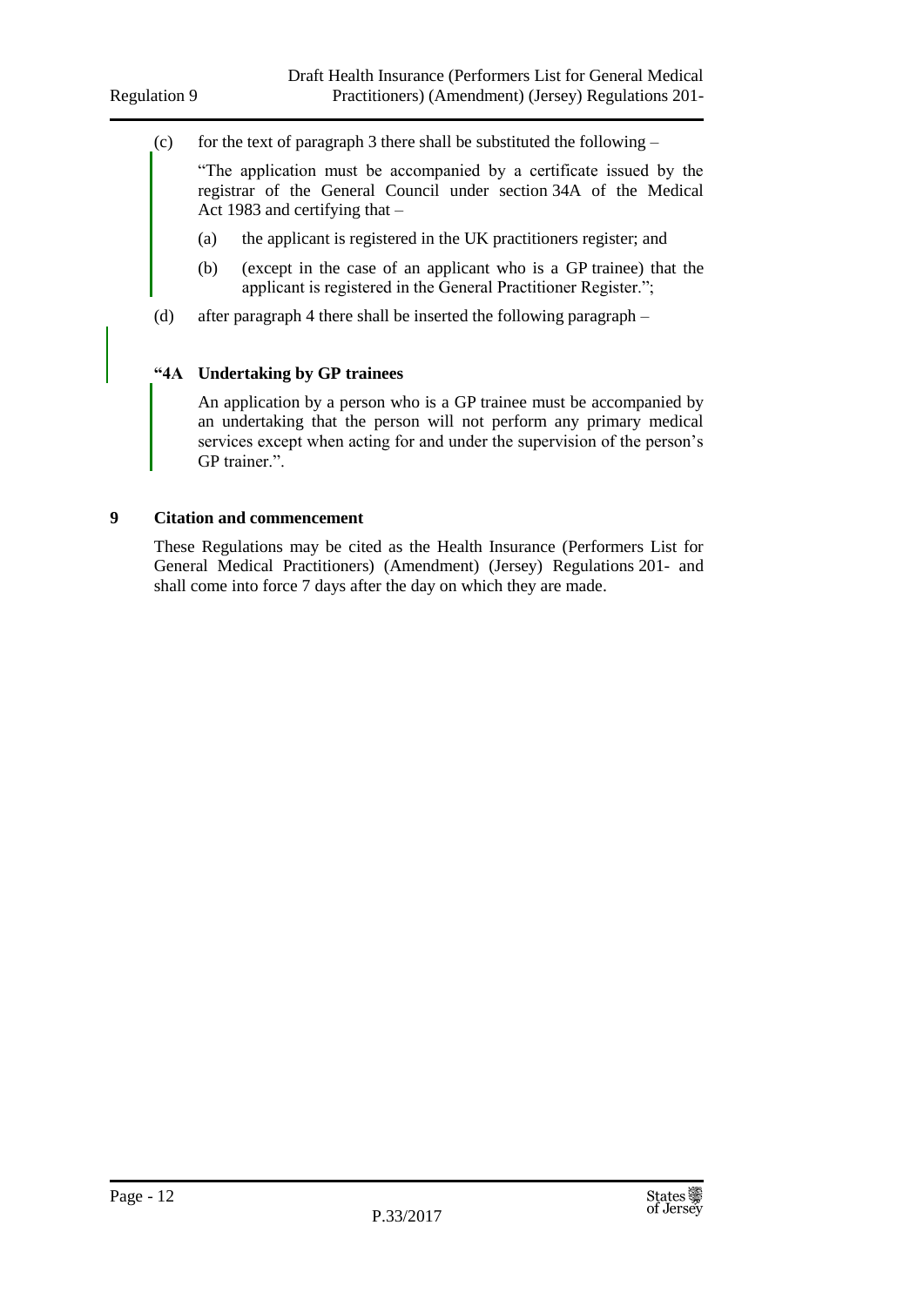(c) for the text of paragraph 3 there shall be substituted the following –

"The application must be accompanied by a certificate issued by the registrar of the General Council under section 34A of the Medical Act 1983 and certifying that –

(a) the applicant is registered in the UK practitioners register; and

(b) (except in the case of an applicant who is a GP trainee) that the applicant is registered in the General Practitioner Register.";

(d) after paragraph 4 there shall be inserted the following paragraph –

**"4A Undertaking by GP trainees**

An application by a person who is a GP trainee must be accompanied by an undertaking that the person will not perform any primary medical services except when acting for and under the supervision of the person's GP trainer.".

## 9 Citation and commencement

These Regulations may be cited as the Health Insurance (Performers List for General Medical Practitioners) (Amendment) (Jersey) Regulations 201- and shall come into force 7 days after the day on which they are made.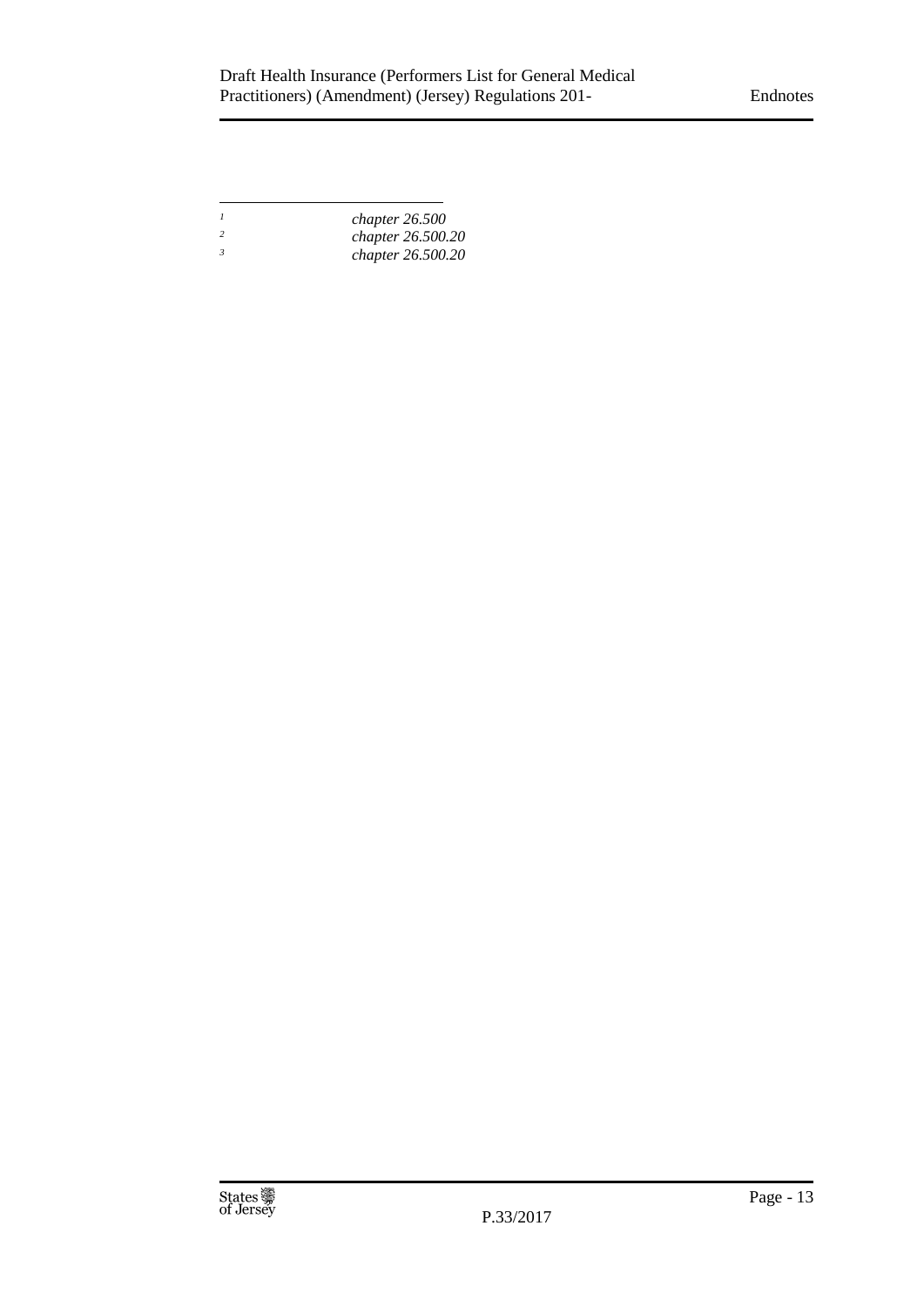[1] *chapter 26.500*

[2] *chapter 26.500.20*

[3] *chapter 26.500.20*